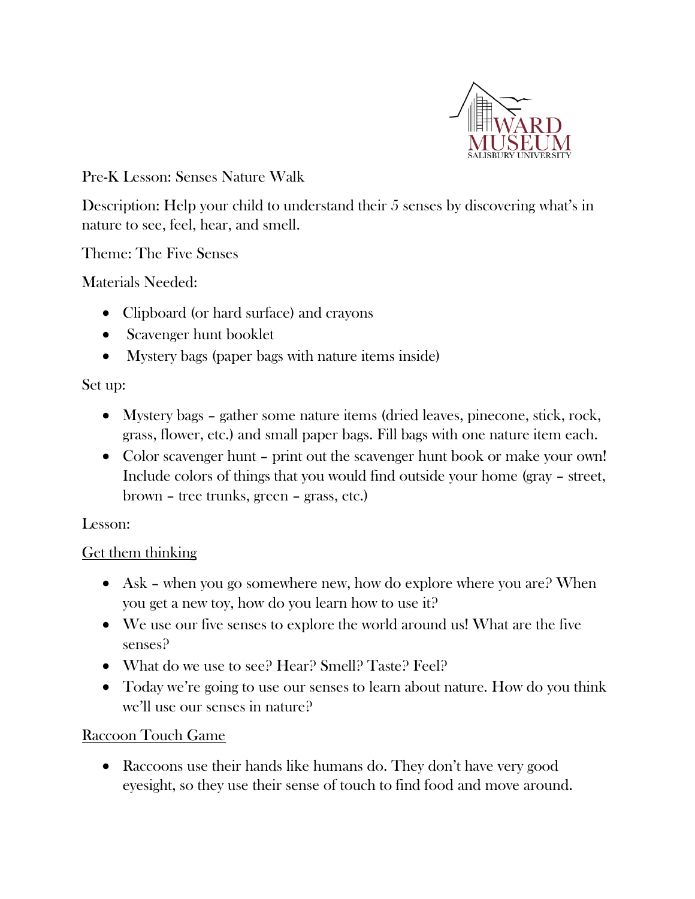WARD MUSEUM
SALISBURY UNIVERSITY

Pre-K Lesson: Senses Nature Walk

Description: Help your child to understand their 5 senses by discovering what's in nature to see, feel, hear, and smell.

Theme: The Five Senses

Materials Needed:

- Clipboard (or hard surface) and crayons
- Scavenger hunt booklet
- Mystery bags (paper bags with nature items inside)

Set up:

- Mystery bags – gather some nature items (dried leaves, pinecone, stick, rock, grass, flower, etc.) and small paper bags. Fill bags with one nature item each.
- Color scavenger hunt – print out the scavenger hunt book or make your own! Include colors of things that you would find outside your home (gray – street, brown – tree trunks, green – grass, etc.)

Lesson:

<u>Get them thinking</u>

- Ask – when you go somewhere new, how do explore where you are? When you get a new toy, how do you learn how to use it?
- We use our five senses to explore the world around us! What are the five senses?
- What do we use to see? Hear? Smell? Taste? Feel?
- Today we're going to use our senses to learn about nature. How do you think we'll use our senses in nature?

<u>Raccoon Touch Game</u>

- Raccoons use their hands like humans do. They don't have very good eyesight, so they use their sense of touch to find food and move around.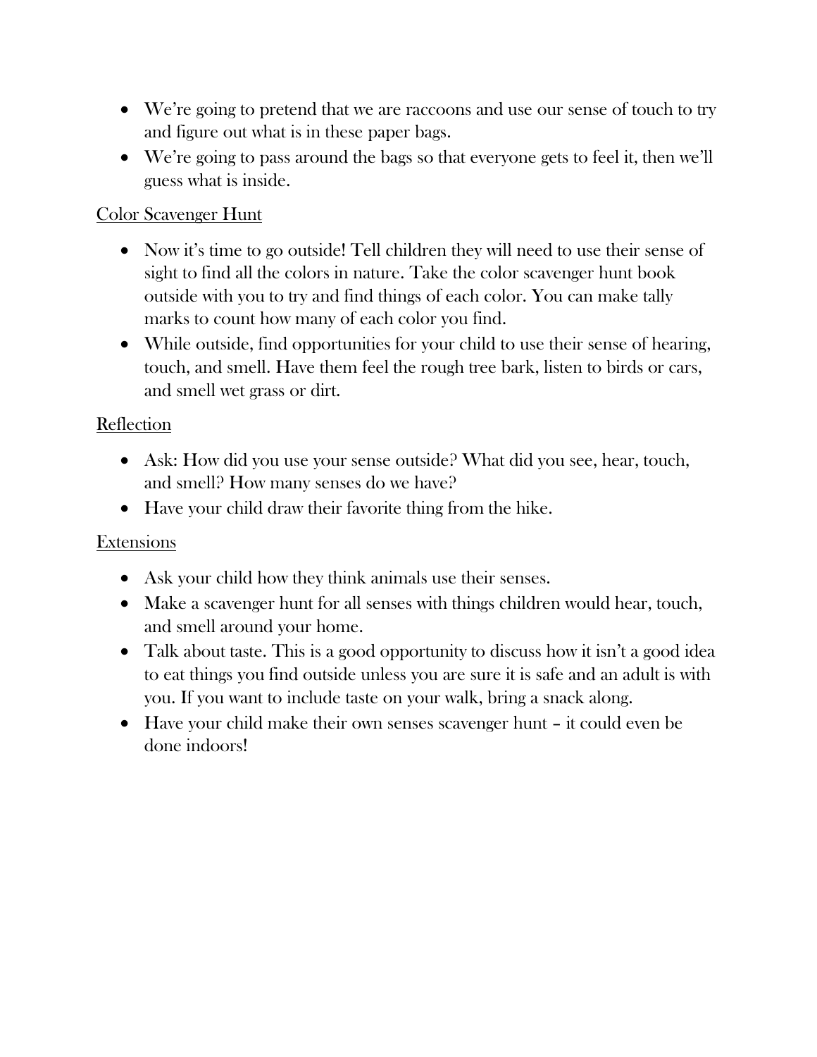- We're going to pretend that we are raccoons and use our sense of touch to try and figure out what is in these paper bags.
- We're going to pass around the bags so that everyone gets to feel it, then we'll guess what is inside.

## Color Scavenger Hunt

- Now it's time to go outside! Tell children they will need to use their sense of sight to find all the colors in nature. Take the color scavenger hunt book outside with you to try and find things of each color. You can make tally marks to count how many of each color you find.
- While outside, find opportunities for your child to use their sense of hearing, touch, and smell. Have them feel the rough tree bark, listen to birds or cars, and smell wet grass or dirt.

## Reflection

- Ask: How did you use your sense outside? What did you see, hear, touch, and smell? How many senses do we have?
- Have your child draw their favorite thing from the hike.

## Extensions

- Ask your child how they think animals use their senses.
- Make a scavenger hunt for all senses with things children would hear, touch, and smell around your home.
- Talk about taste. This is a good opportunity to discuss how it isn't a good idea to eat things you find outside unless you are sure it is safe and an adult is with you. If you want to include taste on your walk, bring a snack along.
- Have your child make their own senses scavenger hunt – it could even be done indoors!